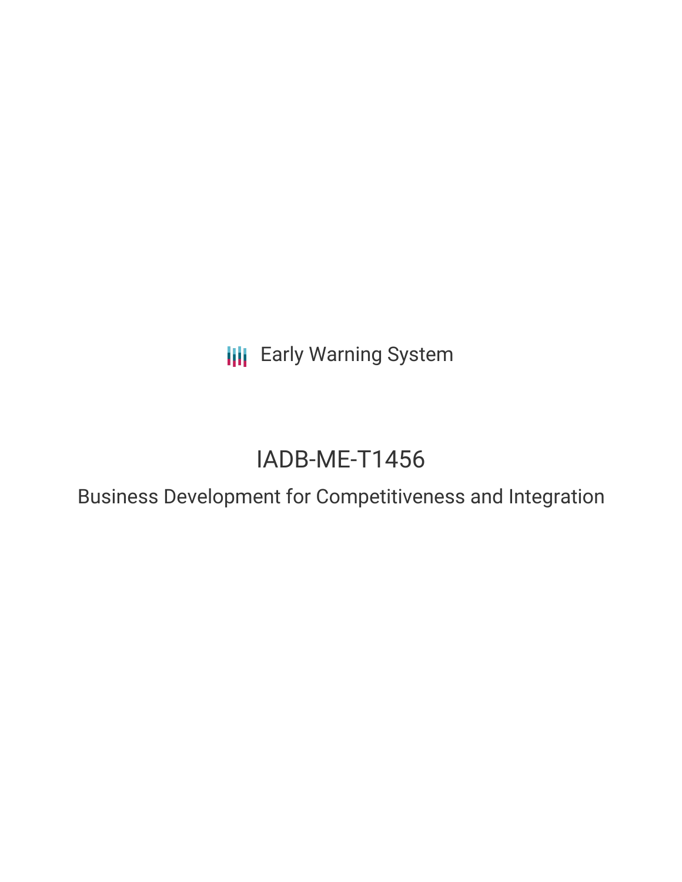Early Warning System

# IADB-ME-T1456

## Business Development for Competitiveness and Integration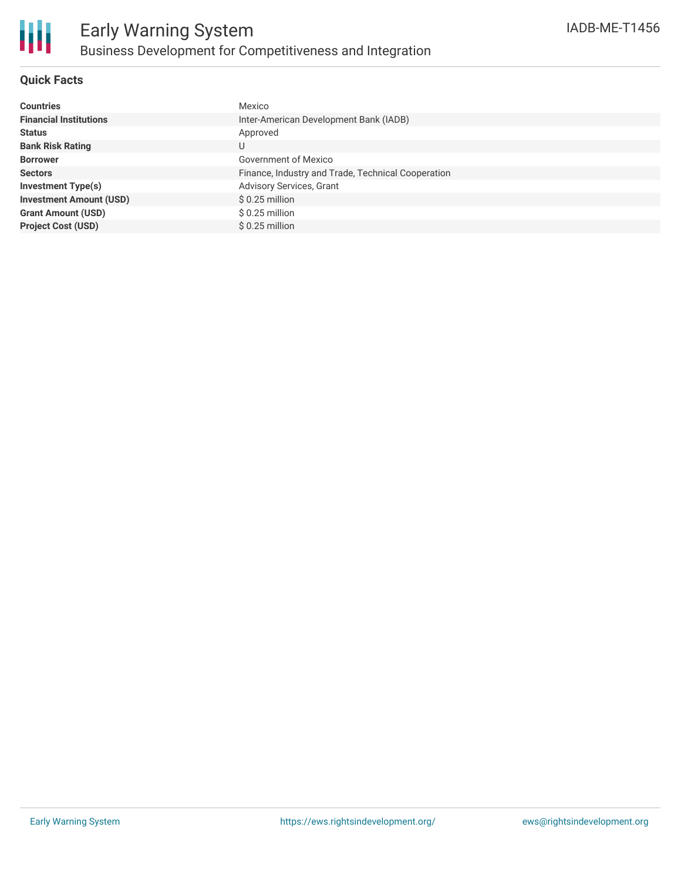# Early Warning System

## Business Development for Competitiveness and Integration

IADB-ME-T1456

### Quick Facts

| | |
|---|---|
| **Countries** | Mexico |
| **Financial Institutions** | Inter-American Development Bank (IADB) |
| **Status** | Approved |
| **Bank Risk Rating** | U |
| **Borrower** | Government of Mexico |
| **Sectors** | Finance, Industry and Trade, Technical Cooperation |
| **Investment Type(s)** | Advisory Services, Grant |
| **Investment Amount (USD)** | $ 0.25 million |
| **Grant Amount (USD)** | $ 0.25 million |
| **Project Cost (USD)** | $ 0.25 million |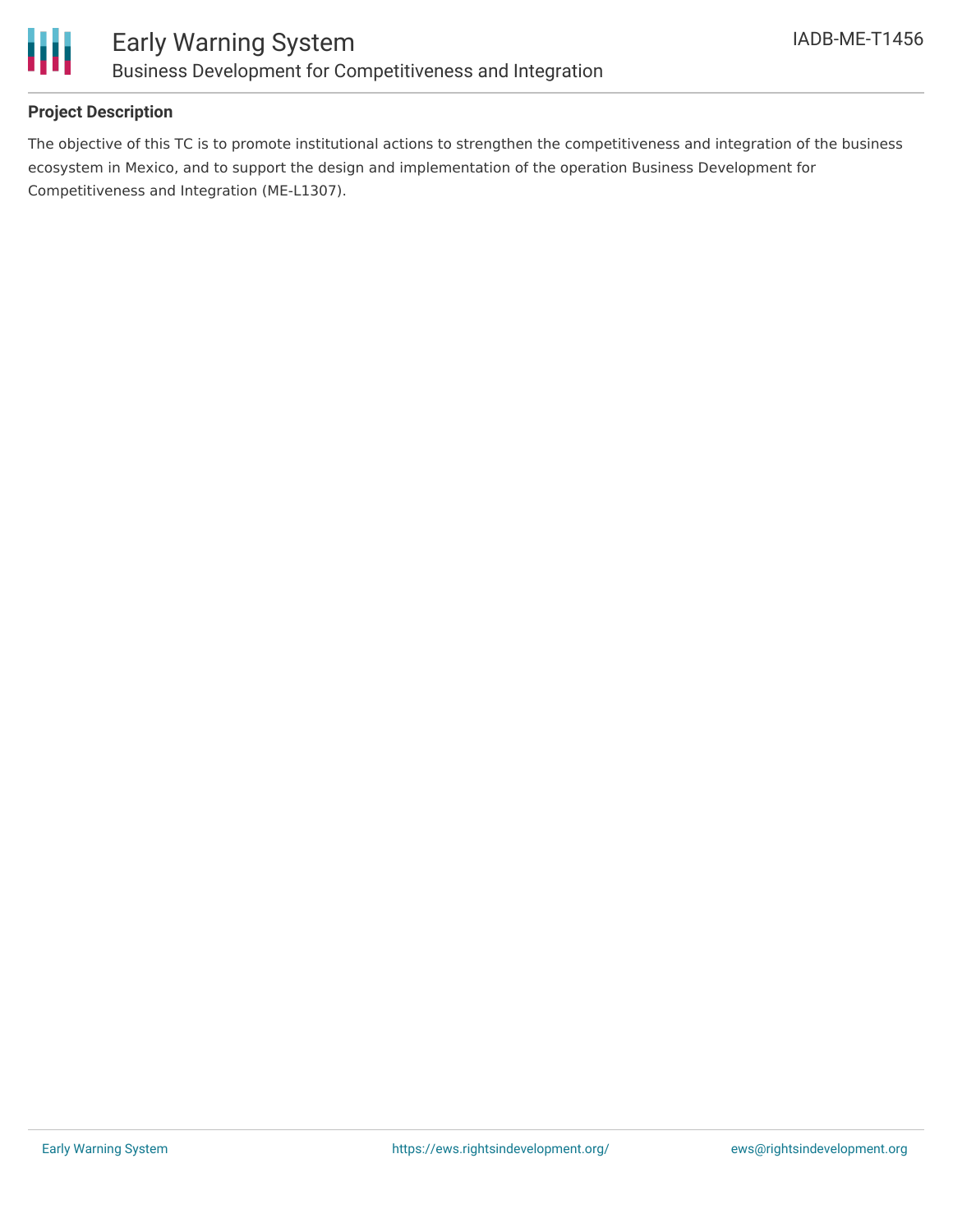## Project Description

The objective of this TC is to promote institutional actions to strengthen the competitiveness and integration of the business ecosystem in Mexico, and to support the design and implementation of the operation Business Development for Competitiveness and Integration (ME-L1307).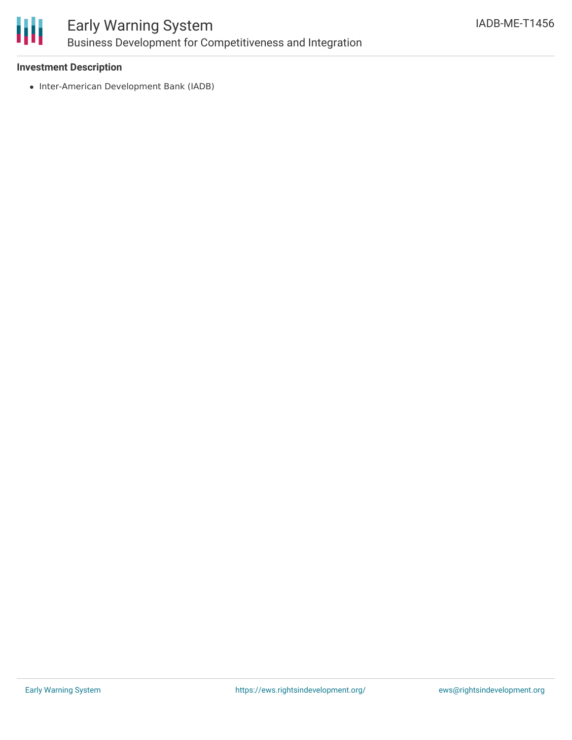### Investment Description

- Inter-American Development Bank (IADB)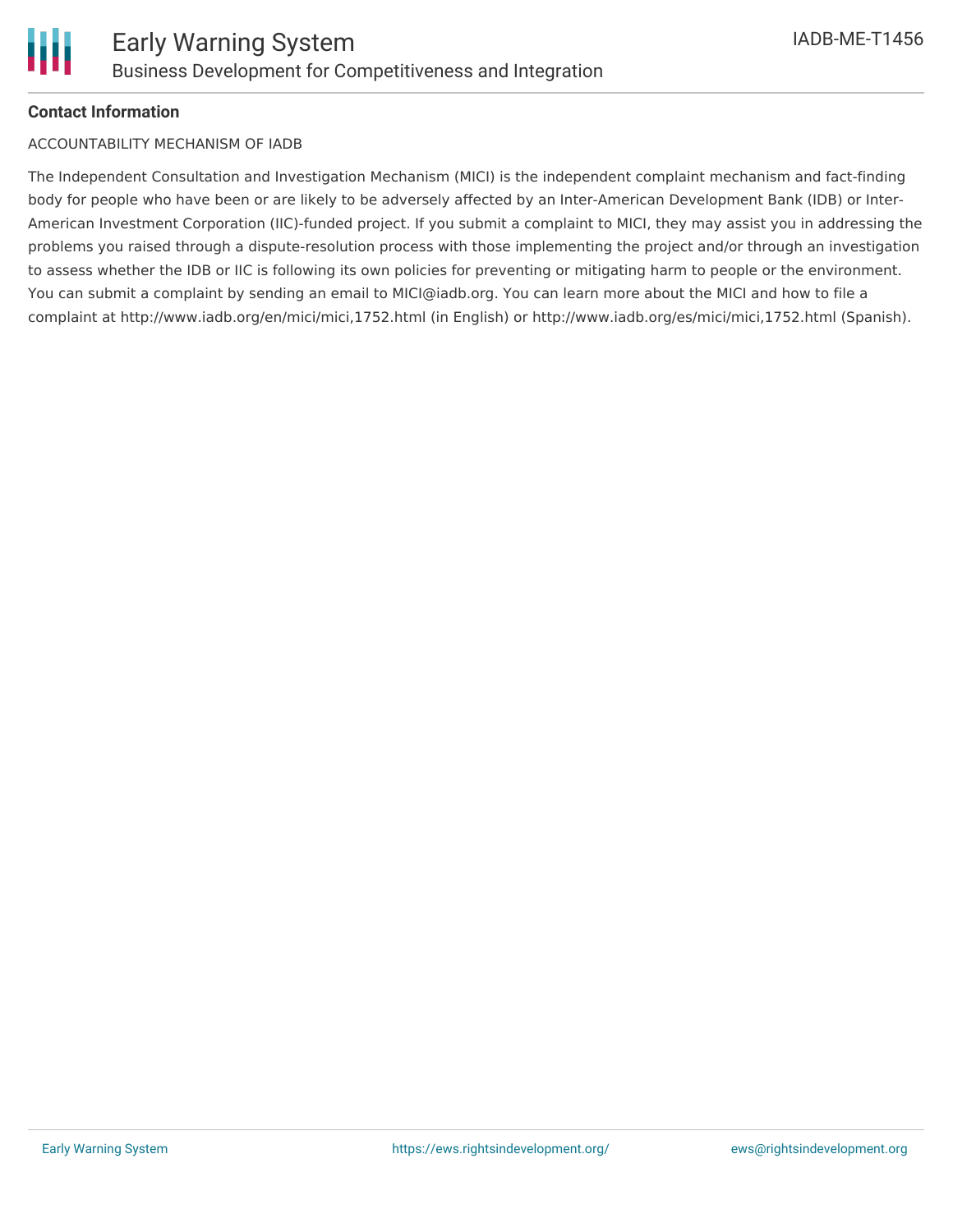**Contact Information**

ACCOUNTABILITY MECHANISM OF IADB

The Independent Consultation and Investigation Mechanism (MICI) is the independent complaint mechanism and fact-finding body for people who have been or are likely to be adversely affected by an Inter-American Development Bank (IDB) or Inter-American Investment Corporation (IIC)-funded project. If you submit a complaint to MICI, they may assist you in addressing the problems you raised through a dispute-resolution process with those implementing the project and/or through an investigation to assess whether the IDB or IIC is following its own policies for preventing or mitigating harm to people or the environment. You can submit a complaint by sending an email to MICI@iadb.org. You can learn more about the MICI and how to file a complaint at http://www.iadb.org/en/mici/mici,1752.html (in English) or http://www.iadb.org/es/mici/mici,1752.html (Spanish).